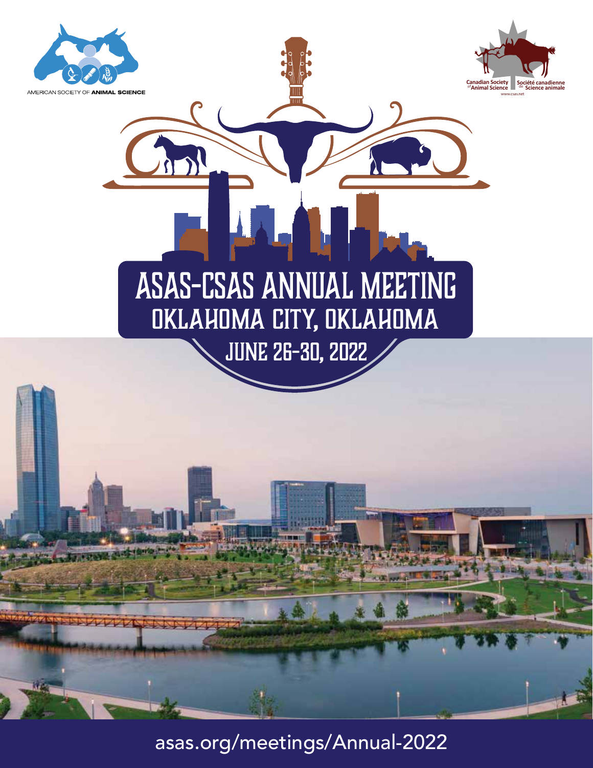AMERICAN SOCIETY OF **ANIMAL SCIENCE**

Canadian Society of Animal Science | Société canadienne de Science animale
www.csas.net

# ASAS-CSAS ANNUAL MEETING

## OKLAHOMA CITY, OKLAHOMA

### JUNE 26-30, 2022

asas.org/meetings/Annual-2022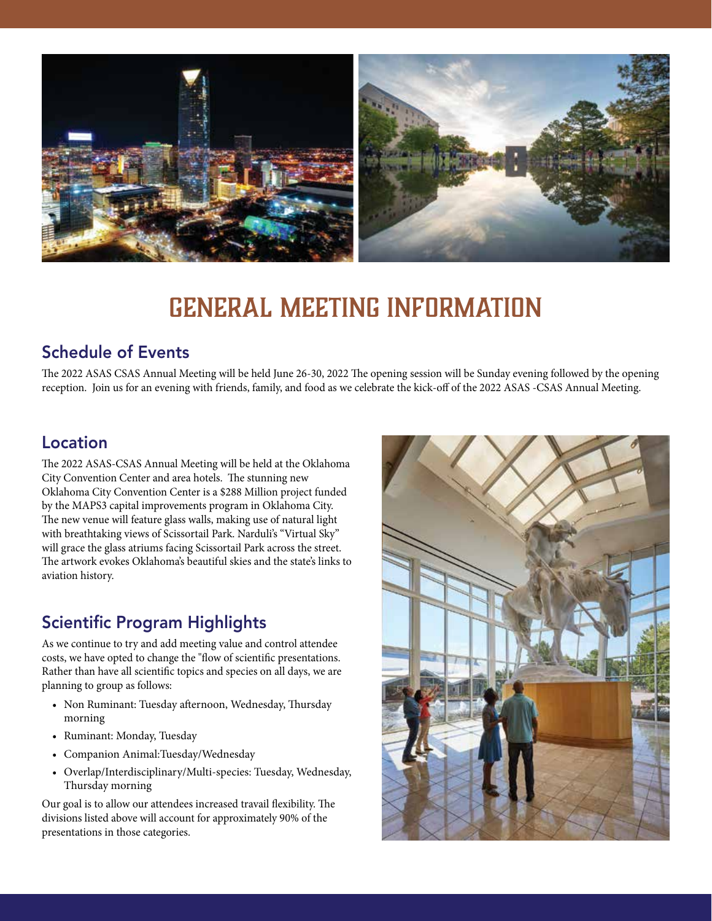# GENERAL MEETING INFORMATION

## Schedule of Events

The 2022 ASAS CSAS Annual Meeting will be held June 26-30, 2022 The opening session will be Sunday evening followed by the opening reception. Join us for an evening with friends, family, and food as we celebrate the kick-off of the 2022 ASAS -CSAS Annual Meeting.

## Location

The 2022 ASAS-CSAS Annual Meeting will be held at the Oklahoma City Convention Center and area hotels. The stunning new Oklahoma City Convention Center is a $288 Million project funded by the MAPS3 capital improvements program in Oklahoma City. The new venue will feature glass walls, making use of natural light with breathtaking views of Scissortail Park. Narduli's "Virtual Sky" will grace the glass atriums facing Scissortail Park across the street. The artwork evokes Oklahoma's beautiful skies and the state's links to aviation history.

## Scientific Program Highlights

As we continue to try and add meeting value and control attendee costs, we have opted to change the "flow of scientific presentations. Rather than have all scientific topics and species on all days, we are planning to group as follows:

- Non Ruminant: Tuesday afternoon, Wednesday, Thursday morning
- Ruminant: Monday, Tuesday
- Companion Animal:Tuesday/Wednesday
- Overlap/Interdisciplinary/Multi-species: Tuesday, Wednesday, Thursday morning

Our goal is to allow our attendees increased travail flexibility. The divisions listed above will account for approximately 90% of the presentations in those categories.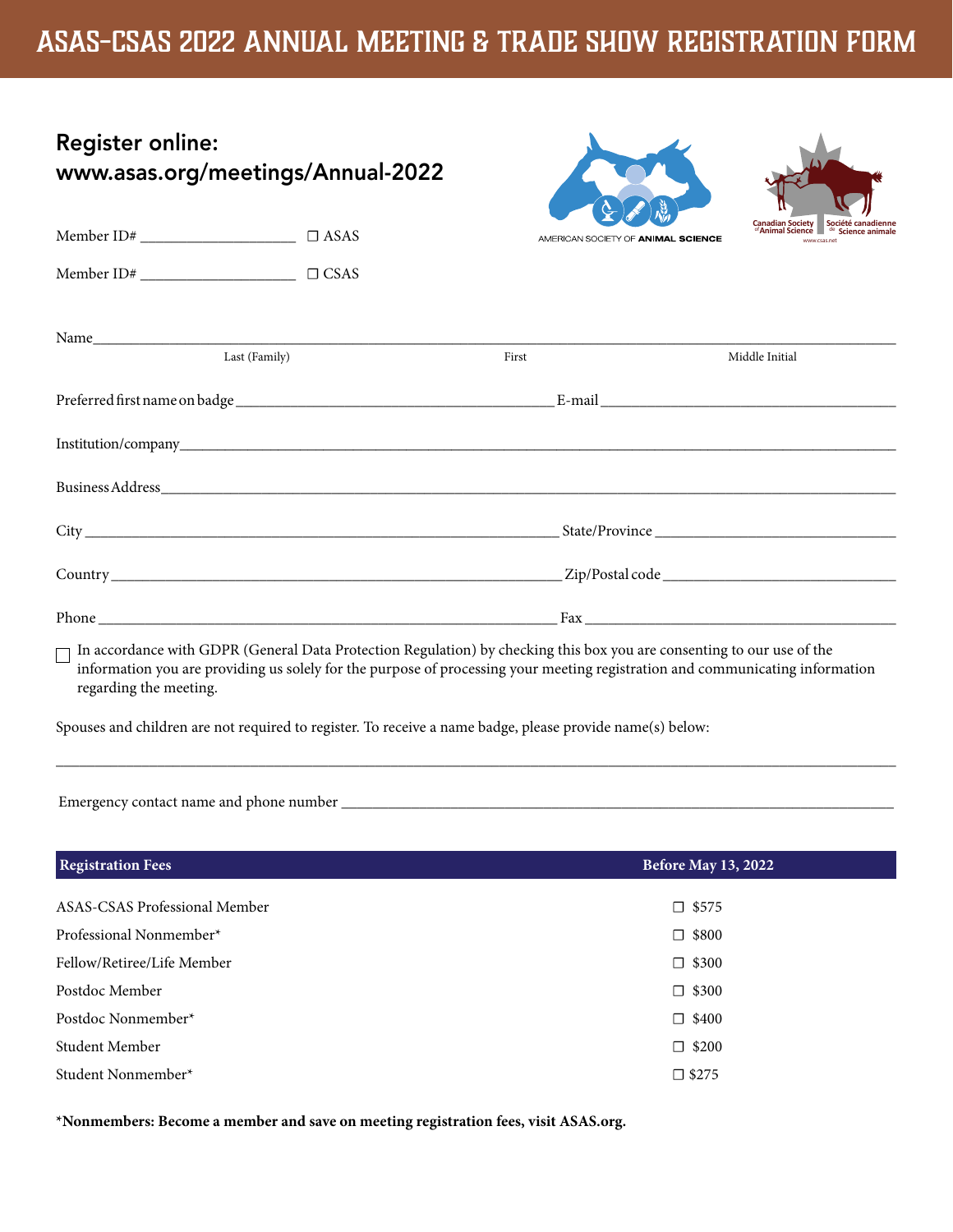# ASAS-CSAS 2022 ANNUAL MEETING & TRADE SHOW REGISTRATION FORM

## Register online: www.asas.org/meetings/Annual-2022

AMERICAN SOCIETY OF ANIMAL SCIENCE

Canadian Society of Animal Science | Société canadienne de Science animale
www.csas.net

Member ID# ____________________ ☐ ASAS

Member ID# ____________________ ☐ CSAS

Name_________________________________________________________________________
Last (Family) First Middle Initial

Preferred first name on badge __________________________ E-mail __________________________

Institution/company _________________________________________________________________

Business Address ___________________________________________________________________

City ___________________________________________ State/Province ______________________

Country ________________________________________ Zip/Postal code _____________________

Phone __________________________________________ Fax ________________________________

☐ In accordance with GDPR (General Data Protection Regulation) by checking this box you are consenting to our use of the information you are providing us solely for the purpose of processing your meeting registration and communicating information regarding the meeting.

Spouses and children are not required to register. To receive a name badge, please provide name(s) below:

_____________________________________________________________________________________

Emergency contact name and phone number ________________________________________________

| Registration Fees | Before May 13, 2022 |
|---|---|
| ASAS-CSAS Professional Member | ☐ $575 |
| Professional Nonmember* | ☐ $800 |
| Fellow/Retiree/Life Member | ☐ $300 |
| Postdoc Member | ☐ $300 |
| Postdoc Nonmember* | ☐ $400 |
| Student Member | ☐ $200 |
| Student Nonmember* | ☐ $275 |

**\*Nonmembers: Become a member and save on meeting registration fees, visit ASAS.org.**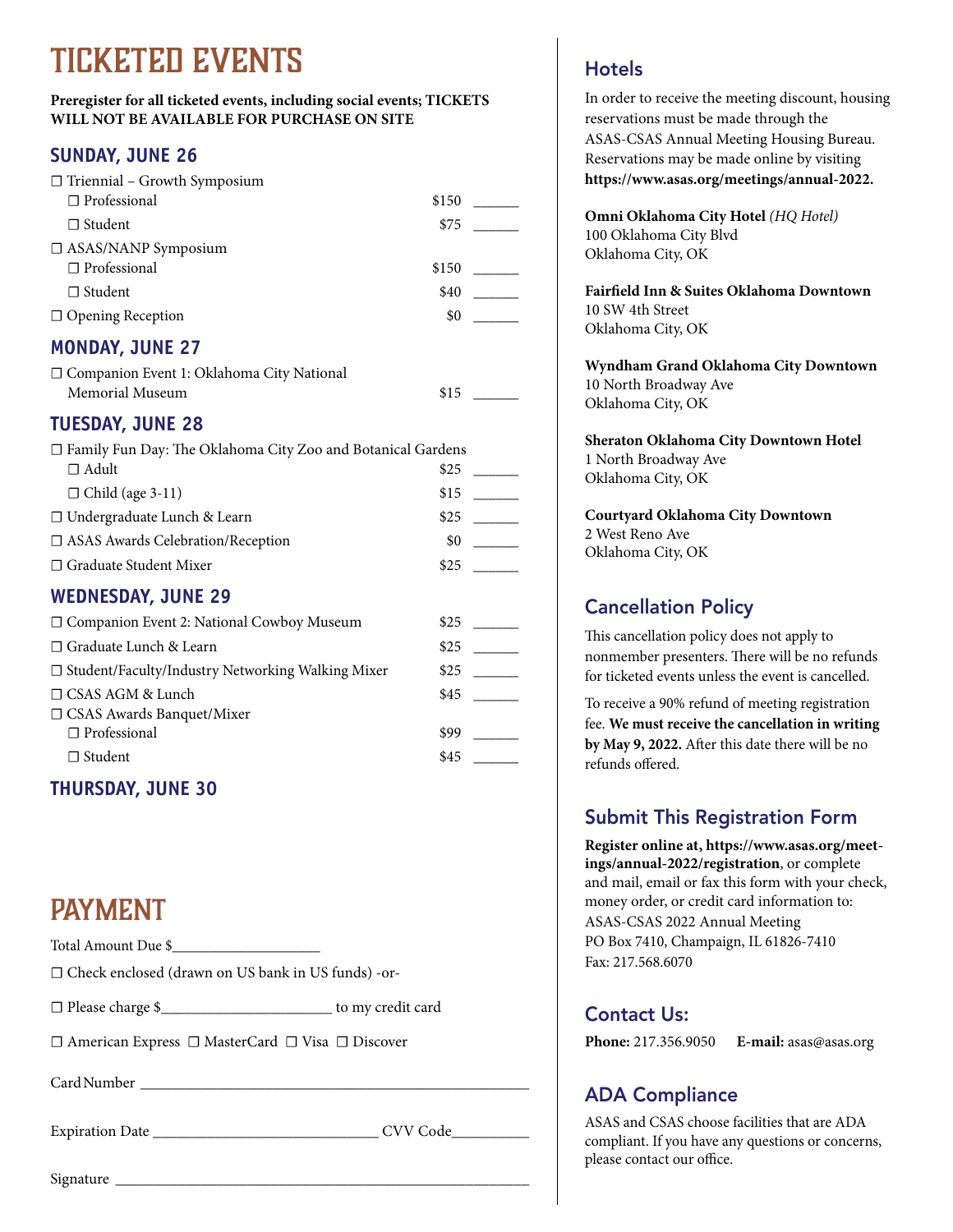# TICKETED EVENTS

**Preregister for all ticketed events, including social events; TICKETS WILL NOT BE AVAILABLE FOR PURCHASE ON SITE**

## SUNDAY, JUNE 26

☐ Triennial – Growth Symposium
- ☐ Professional $150 ______
- ☐ Student $75 ______

☐ ASAS/NANP Symposium
- ☐ Professional $150 ______
- ☐ Student $40 ______

☐ Opening Reception $0 ______

## MONDAY, JUNE 27

☐ Companion Event 1: Oklahoma City National Memorial Museum $15 ______

## TUESDAY, JUNE 28

☐ Family Fun Day: The Oklahoma City Zoo and Botanical Gardens
- ☐ Adult $25 ______
- ☐ Child (age 3-11) $15 ______

☐ Undergraduate Lunch & Learn $25 ______

☐ ASAS Awards Celebration/Reception $0 ______

☐ Graduate Student Mixer $25 ______

## WEDNESDAY, JUNE 29

☐ Companion Event 2: National Cowboy Museum $25 ______

☐ Graduate Lunch & Learn $25 ______

☐ Student/Faculty/Industry Networking Walking Mixer $25 ______

☐ CSAS AGM & Lunch $45 ______

☐ CSAS Awards Banquet/Mixer
- ☐ Professional $99 ______
- ☐ Student $45 ______

## THURSDAY, JUNE 30

# PAYMENT

Total Amount Due $___________________

☐ Check enclosed (drawn on US bank in US funds) -or-

☐ Please charge $_____________________ to my credit card

☐ American Express ☐ MasterCard ☐ Visa ☐ Discover

Card Number ______________________________________________

Expiration Date ____________________________ CVV Code_________

Signature ____________________________________________________

## Hotels

In order to receive the meeting discount, housing reservations must be made through the ASAS-CSAS Annual Meeting Housing Bureau. Reservations may be made online by visiting **https://www.asas.org/meetings/annual-2022.**

**Omni Oklahoma City Hotel** *(HQ Hotel)*
100 Oklahoma City Blvd
Oklahoma City, OK

**Fairfield Inn & Suites Oklahoma Downtown**
10 SW 4th Street
Oklahoma City, OK

**Wyndham Grand Oklahoma City Downtown**
10 North Broadway Ave
Oklahoma City, OK

**Sheraton Oklahoma City Downtown Hotel**
1 North Broadway Ave
Oklahoma City, OK

**Courtyard Oklahoma City Downtown**
2 West Reno Ave
Oklahoma City, OK

## Cancellation Policy

This cancellation policy does not apply to nonmember presenters. There will be no refunds for ticketed events unless the event is cancelled.

To receive a 90% refund of meeting registration fee. **We must receive the cancellation in writing by May 9, 2022.** After this date there will be no refunds offered.

## Submit This Registration Form

**Register online at, https://www.asas.org/meetings/annual-2022/registration**, or complete and mail, email or fax this form with your check, money order, or credit card information to:
ASAS-CSAS 2022 Annual Meeting
PO Box 7410, Champaign, IL 61826-7410
Fax: 217.568.6070

## Contact Us:

**Phone:** 217.356.9050 **E-mail:** asas@asas.org

## ADA Compliance

ASAS and CSAS choose facilities that are ADA compliant. If you have any questions or concerns, please contact our office.